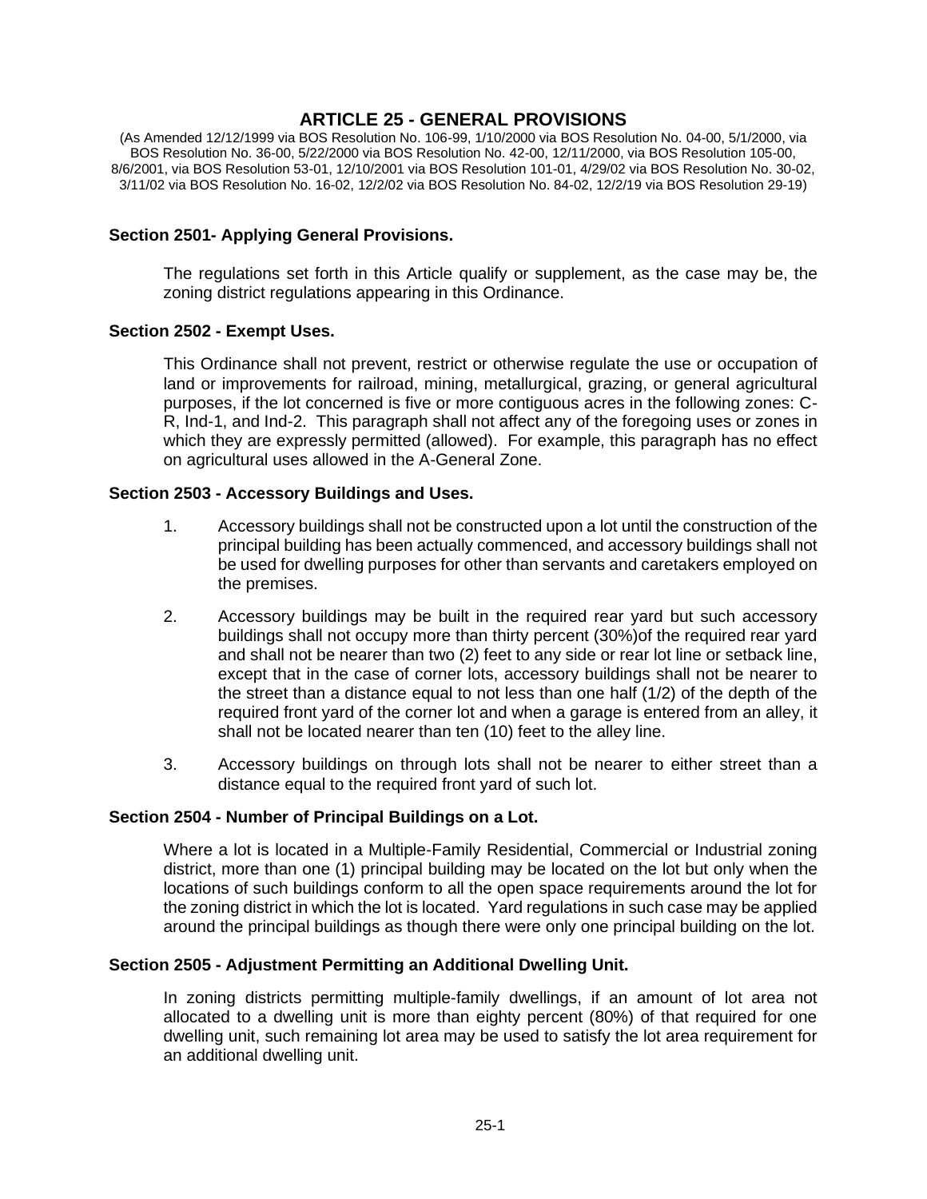# ARTICLE 25 - GENERAL PROVISIONS

(As Amended 12/12/1999 via BOS Resolution No. 106-99, 1/10/2000 via BOS Resolution No. 04-00, 5/1/2000, via BOS Resolution No. 36-00, 5/22/2000 via BOS Resolution No. 42-00, 12/11/2000, via BOS Resolution 105-00, 8/6/2001, via BOS Resolution 53-01, 12/10/2001 via BOS Resolution 101-01, 4/29/02 via BOS Resolution No. 30-02, 3/11/02 via BOS Resolution No. 16-02, 12/2/02 via BOS Resolution No. 84-02, 12/2/19 via BOS Resolution 29-19)

### Section 2501- Applying General Provisions.

The regulations set forth in this Article qualify or supplement, as the case may be, the zoning district regulations appearing in this Ordinance.

### Section 2502 - Exempt Uses.

This Ordinance shall not prevent, restrict or otherwise regulate the use or occupation of land or improvements for railroad, mining, metallurgical, grazing, or general agricultural purposes, if the lot concerned is five or more contiguous acres in the following zones: C-R, Ind-1, and Ind-2. This paragraph shall not affect any of the foregoing uses or zones in which they are expressly permitted (allowed). For example, this paragraph has no effect on agricultural uses allowed in the A-General Zone.

### Section 2503 - Accessory Buildings and Uses.

1. Accessory buildings shall not be constructed upon a lot until the construction of the principal building has been actually commenced, and accessory buildings shall not be used for dwelling purposes for other than servants and caretakers employed on the premises.

2. Accessory buildings may be built in the required rear yard but such accessory buildings shall not occupy more than thirty percent (30%)of the required rear yard and shall not be nearer than two (2) feet to any side or rear lot line or setback line, except that in the case of corner lots, accessory buildings shall not be nearer to the street than a distance equal to not less than one half (1/2) of the depth of the required front yard of the corner lot and when a garage is entered from an alley, it shall not be located nearer than ten (10) feet to the alley line.

3. Accessory buildings on through lots shall not be nearer to either street than a distance equal to the required front yard of such lot.

### Section 2504 - Number of Principal Buildings on a Lot.

Where a lot is located in a Multiple-Family Residential, Commercial or Industrial zoning district, more than one (1) principal building may be located on the lot but only when the locations of such buildings conform to all the open space requirements around the lot for the zoning district in which the lot is located. Yard regulations in such case may be applied around the principal buildings as though there were only one principal building on the lot.

### Section 2505 - Adjustment Permitting an Additional Dwelling Unit.

In zoning districts permitting multiple-family dwellings, if an amount of lot area not allocated to a dwelling unit is more than eighty percent (80%) of that required for one dwelling unit, such remaining lot area may be used to satisfy the lot area requirement for an additional dwelling unit.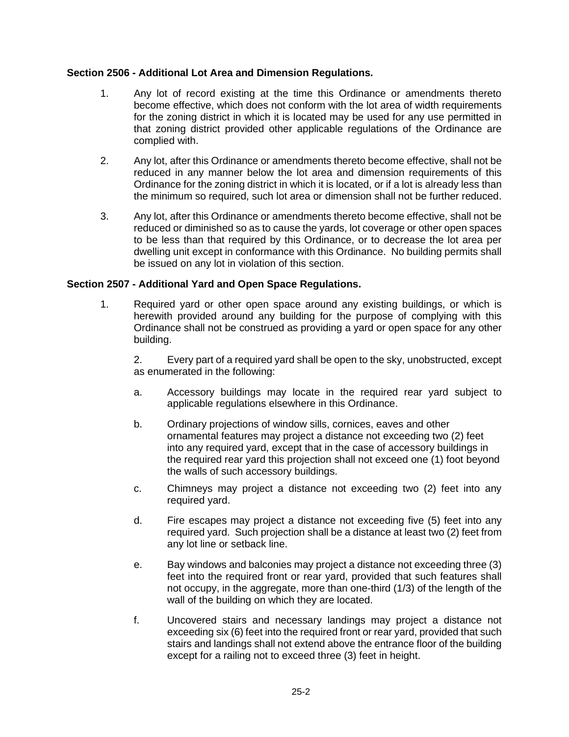**Section 2506 - Additional Lot Area and Dimension Regulations.**

1. Any lot of record existing at the time this Ordinance or amendments thereto become effective, which does not conform with the lot area of width requirements for the zoning district in which it is located may be used for any use permitted in that zoning district provided other applicable regulations of the Ordinance are complied with.

2. Any lot, after this Ordinance or amendments thereto become effective, shall not be reduced in any manner below the lot area and dimension requirements of this Ordinance for the zoning district in which it is located, or if a lot is already less than the minimum so required, such lot area or dimension shall not be further reduced.

3. Any lot, after this Ordinance or amendments thereto become effective, shall not be reduced or diminished so as to cause the yards, lot coverage or other open spaces to be less than that required by this Ordinance, or to decrease the lot area per dwelling unit except in conformance with this Ordinance. No building permits shall be issued on any lot in violation of this section.

**Section 2507 - Additional Yard and Open Space Regulations.**

1. Required yard or other open space around any existing buildings, or which is herewith provided around any building for the purpose of complying with this Ordinance shall not be construed as providing a yard or open space for any other building.

2. Every part of a required yard shall be open to the sky, unobstructed, except as enumerated in the following:

   a. Accessory buildings may locate in the required rear yard subject to applicable regulations elsewhere in this Ordinance.

   b. Ordinary projections of window sills, cornices, eaves and other ornamental features may project a distance not exceeding two (2) feet into any required yard, except that in the case of accessory buildings in the required rear yard this projection shall not exceed one (1) foot beyond the walls of such accessory buildings.

   c. Chimneys may project a distance not exceeding two (2) feet into any required yard.

   d. Fire escapes may project a distance not exceeding five (5) feet into any required yard. Such projection shall be a distance at least two (2) feet from any lot line or setback line.

   e. Bay windows and balconies may project a distance not exceeding three (3) feet into the required front or rear yard, provided that such features shall not occupy, in the aggregate, more than one-third (1/3) of the length of the wall of the building on which they are located.

   f. Uncovered stairs and necessary landings may project a distance not exceeding six (6) feet into the required front or rear yard, provided that such stairs and landings shall not extend above the entrance floor of the building except for a railing not to exceed three (3) feet in height.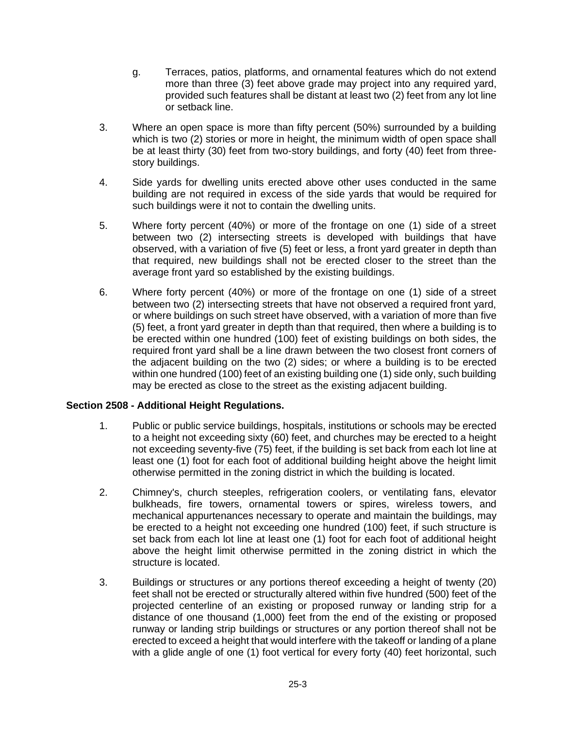g. Terraces, patios, platforms, and ornamental features which do not extend more than three (3) feet above grade may project into any required yard, provided such features shall be distant at least two (2) feet from any lot line or setback line.

3. Where an open space is more than fifty percent (50%) surrounded by a building which is two (2) stories or more in height, the minimum width of open space shall be at least thirty (30) feet from two-story buildings, and forty (40) feet from three-story buildings.

4. Side yards for dwelling units erected above other uses conducted in the same building are not required in excess of the side yards that would be required for such buildings were it not to contain the dwelling units.

5. Where forty percent (40%) or more of the frontage on one (1) side of a street between two (2) intersecting streets is developed with buildings that have observed, with a variation of five (5) feet or less, a front yard greater in depth than that required, new buildings shall not be erected closer to the street than the average front yard so established by the existing buildings.

6. Where forty percent (40%) or more of the frontage on one (1) side of a street between two (2) intersecting streets that have not observed a required front yard, or where buildings on such street have observed, with a variation of more than five (5) feet, a front yard greater in depth than that required, then where a building is to be erected within one hundred (100) feet of existing buildings on both sides, the required front yard shall be a line drawn between the two closest front corners of the adjacent building on the two (2) sides; or where a building is to be erected within one hundred (100) feet of an existing building one (1) side only, such building may be erected as close to the street as the existing adjacent building.

**Section 2508 - Additional Height Regulations.**

1. Public or public service buildings, hospitals, institutions or schools may be erected to a height not exceeding sixty (60) feet, and churches may be erected to a height not exceeding seventy-five (75) feet, if the building is set back from each lot line at least one (1) foot for each foot of additional building height above the height limit otherwise permitted in the zoning district in which the building is located.

2. Chimney's, church steeples, refrigeration coolers, or ventilating fans, elevator bulkheads, fire towers, ornamental towers or spires, wireless towers, and mechanical appurtenances necessary to operate and maintain the buildings, may be erected to a height not exceeding one hundred (100) feet, if such structure is set back from each lot line at least one (1) foot for each foot of additional height above the height limit otherwise permitted in the zoning district in which the structure is located.

3. Buildings or structures or any portions thereof exceeding a height of twenty (20) feet shall not be erected or structurally altered within five hundred (500) feet of the projected centerline of an existing or proposed runway or landing strip for a distance of one thousand (1,000) feet from the end of the existing or proposed runway or landing strip buildings or structures or any portion thereof shall not be erected to exceed a height that would interfere with the takeoff or landing of a plane with a glide angle of one (1) foot vertical for every forty (40) feet horizontal, such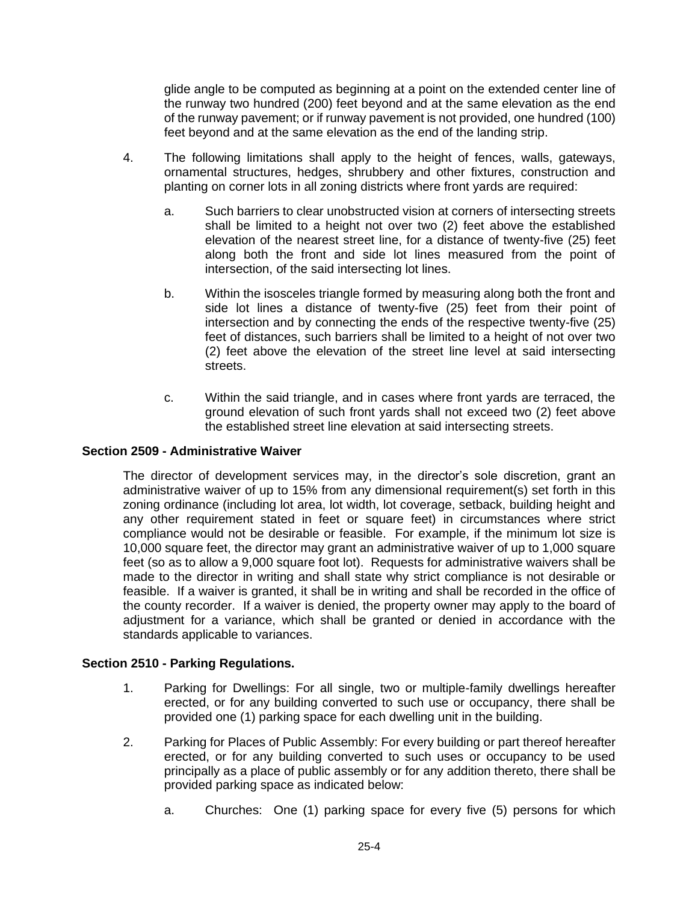glide angle to be computed as beginning at a point on the extended center line of the runway two hundred (200) feet beyond and at the same elevation as the end of the runway pavement; or if runway pavement is not provided, one hundred (100) feet beyond and at the same elevation as the end of the landing strip.

4. The following limitations shall apply to the height of fences, walls, gateways, ornamental structures, hedges, shrubbery and other fixtures, construction and planting on corner lots in all zoning districts where front yards are required:

   a. Such barriers to clear unobstructed vision at corners of intersecting streets shall be limited to a height not over two (2) feet above the established elevation of the nearest street line, for a distance of twenty-five (25) feet along both the front and side lot lines measured from the point of intersection, of the said intersecting lot lines.

   b. Within the isosceles triangle formed by measuring along both the front and side lot lines a distance of twenty-five (25) feet from their point of intersection and by connecting the ends of the respective twenty-five (25) feet of distances, such barriers shall be limited to a height of not over two (2) feet above the elevation of the street line level at said intersecting streets.

   c. Within the said triangle, and in cases where front yards are terraced, the ground elevation of such front yards shall not exceed two (2) feet above the established street line elevation at said intersecting streets.

**Section 2509 - Administrative Waiver**

The director of development services may, in the director's sole discretion, grant an administrative waiver of up to 15% from any dimensional requirement(s) set forth in this zoning ordinance (including lot area, lot width, lot coverage, setback, building height and any other requirement stated in feet or square feet) in circumstances where strict compliance would not be desirable or feasible. For example, if the minimum lot size is 10,000 square feet, the director may grant an administrative waiver of up to 1,000 square feet (so as to allow a 9,000 square foot lot). Requests for administrative waivers shall be made to the director in writing and shall state why strict compliance is not desirable or feasible. If a waiver is granted, it shall be in writing and shall be recorded in the office of the county recorder. If a waiver is denied, the property owner may apply to the board of adjustment for a variance, which shall be granted or denied in accordance with the standards applicable to variances.

**Section 2510 - Parking Regulations.**

1. Parking for Dwellings: For all single, two or multiple-family dwellings hereafter erected, or for any building converted to such use or occupancy, there shall be provided one (1) parking space for each dwelling unit in the building.

2. Parking for Places of Public Assembly: For every building or part thereof hereafter erected, or for any building converted to such uses or occupancy to be used principally as a place of public assembly or for any addition thereto, there shall be provided parking space as indicated below:

   a. Churches: One (1) parking space for every five (5) persons for which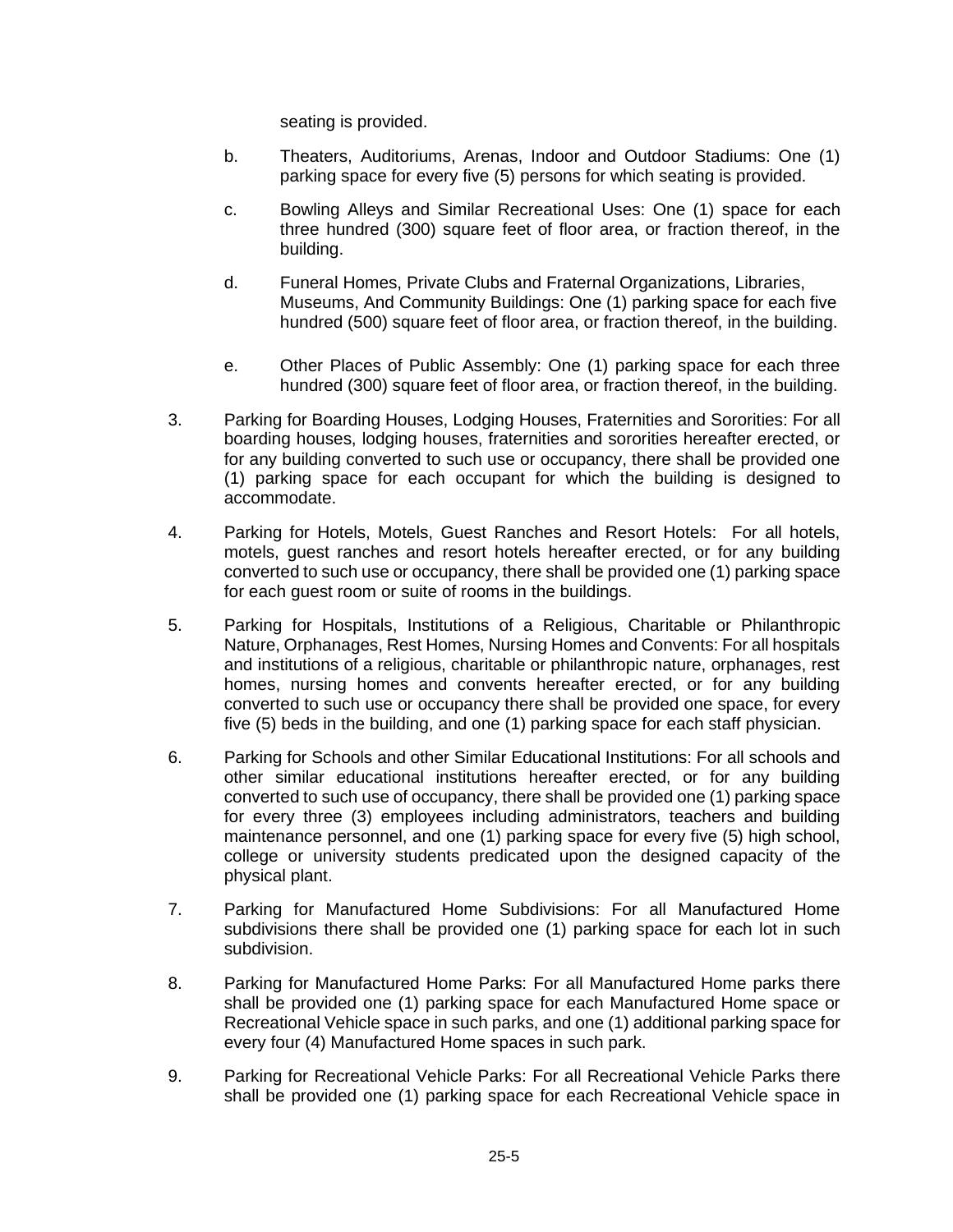seating is provided.

b. Theaters, Auditoriums, Arenas, Indoor and Outdoor Stadiums: One (1) parking space for every five (5) persons for which seating is provided.

c. Bowling Alleys and Similar Recreational Uses: One (1) space for each three hundred (300) square feet of floor area, or fraction thereof, in the building.

d. Funeral Homes, Private Clubs and Fraternal Organizations, Libraries, Museums, And Community Buildings: One (1) parking space for each five hundred (500) square feet of floor area, or fraction thereof, in the building.

e. Other Places of Public Assembly: One (1) parking space for each three hundred (300) square feet of floor area, or fraction thereof, in the building.

3. Parking for Boarding Houses, Lodging Houses, Fraternities and Sororities: For all boarding houses, lodging houses, fraternities and sororities hereafter erected, or for any building converted to such use or occupancy, there shall be provided one (1) parking space for each occupant for which the building is designed to accommodate.

4. Parking for Hotels, Motels, Guest Ranches and Resort Hotels: For all hotels, motels, guest ranches and resort hotels hereafter erected, or for any building converted to such use or occupancy, there shall be provided one (1) parking space for each guest room or suite of rooms in the buildings.

5. Parking for Hospitals, Institutions of a Religious, Charitable or Philanthropic Nature, Orphanages, Rest Homes, Nursing Homes and Convents: For all hospitals and institutions of a religious, charitable or philanthropic nature, orphanages, rest homes, nursing homes and convents hereafter erected, or for any building converted to such use or occupancy there shall be provided one space, for every five (5) beds in the building, and one (1) parking space for each staff physician.

6. Parking for Schools and other Similar Educational Institutions: For all schools and other similar educational institutions hereafter erected, or for any building converted to such use of occupancy, there shall be provided one (1) parking space for every three (3) employees including administrators, teachers and building maintenance personnel, and one (1) parking space for every five (5) high school, college or university students predicated upon the designed capacity of the physical plant.

7. Parking for Manufactured Home Subdivisions: For all Manufactured Home subdivisions there shall be provided one (1) parking space for each lot in such subdivision.

8. Parking for Manufactured Home Parks: For all Manufactured Home parks there shall be provided one (1) parking space for each Manufactured Home space or Recreational Vehicle space in such parks, and one (1) additional parking space for every four (4) Manufactured Home spaces in such park.

9. Parking for Recreational Vehicle Parks: For all Recreational Vehicle Parks there shall be provided one (1) parking space for each Recreational Vehicle space in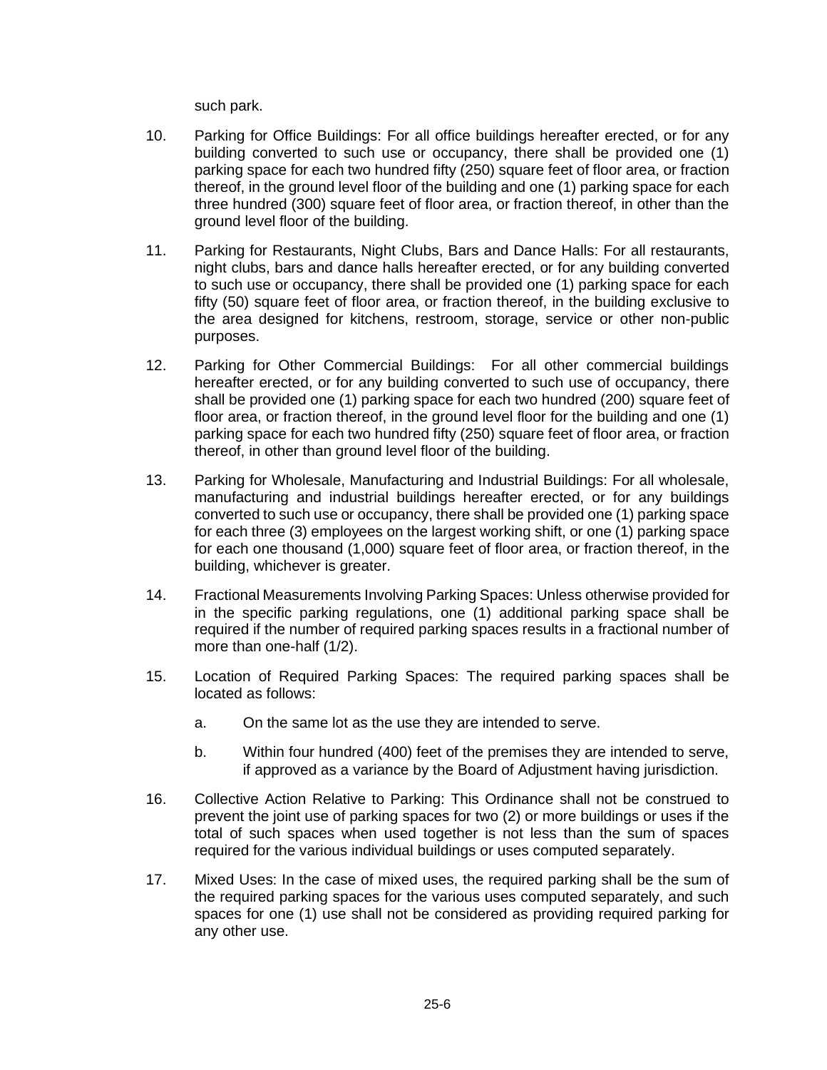such park.

10. Parking for Office Buildings: For all office buildings hereafter erected, or for any building converted to such use or occupancy, there shall be provided one (1) parking space for each two hundred fifty (250) square feet of floor area, or fraction thereof, in the ground level floor of the building and one (1) parking space for each three hundred (300) square feet of floor area, or fraction thereof, in other than the ground level floor of the building.

11. Parking for Restaurants, Night Clubs, Bars and Dance Halls: For all restaurants, night clubs, bars and dance halls hereafter erected, or for any building converted to such use or occupancy, there shall be provided one (1) parking space for each fifty (50) square feet of floor area, or fraction thereof, in the building exclusive to the area designed for kitchens, restroom, storage, service or other non-public purposes.

12. Parking for Other Commercial Buildings: For all other commercial buildings hereafter erected, or for any building converted to such use of occupancy, there shall be provided one (1) parking space for each two hundred (200) square feet of floor area, or fraction thereof, in the ground level floor for the building and one (1) parking space for each two hundred fifty (250) square feet of floor area, or fraction thereof, in other than ground level floor of the building.

13. Parking for Wholesale, Manufacturing and Industrial Buildings: For all wholesale, manufacturing and industrial buildings hereafter erected, or for any buildings converted to such use or occupancy, there shall be provided one (1) parking space for each three (3) employees on the largest working shift, or one (1) parking space for each one thousand (1,000) square feet of floor area, or fraction thereof, in the building, whichever is greater.

14. Fractional Measurements Involving Parking Spaces: Unless otherwise provided for in the specific parking regulations, one (1) additional parking space shall be required if the number of required parking spaces results in a fractional number of more than one-half (1/2).

15. Location of Required Parking Spaces: The required parking spaces shall be located as follows:

    a. On the same lot as the use they are intended to serve.

    b. Within four hundred (400) feet of the premises they are intended to serve, if approved as a variance by the Board of Adjustment having jurisdiction.

16. Collective Action Relative to Parking: This Ordinance shall not be construed to prevent the joint use of parking spaces for two (2) or more buildings or uses if the total of such spaces when used together is not less than the sum of spaces required for the various individual buildings or uses computed separately.

17. Mixed Uses: In the case of mixed uses, the required parking shall be the sum of the required parking spaces for the various uses computed separately, and such spaces for one (1) use shall not be considered as providing required parking for any other use.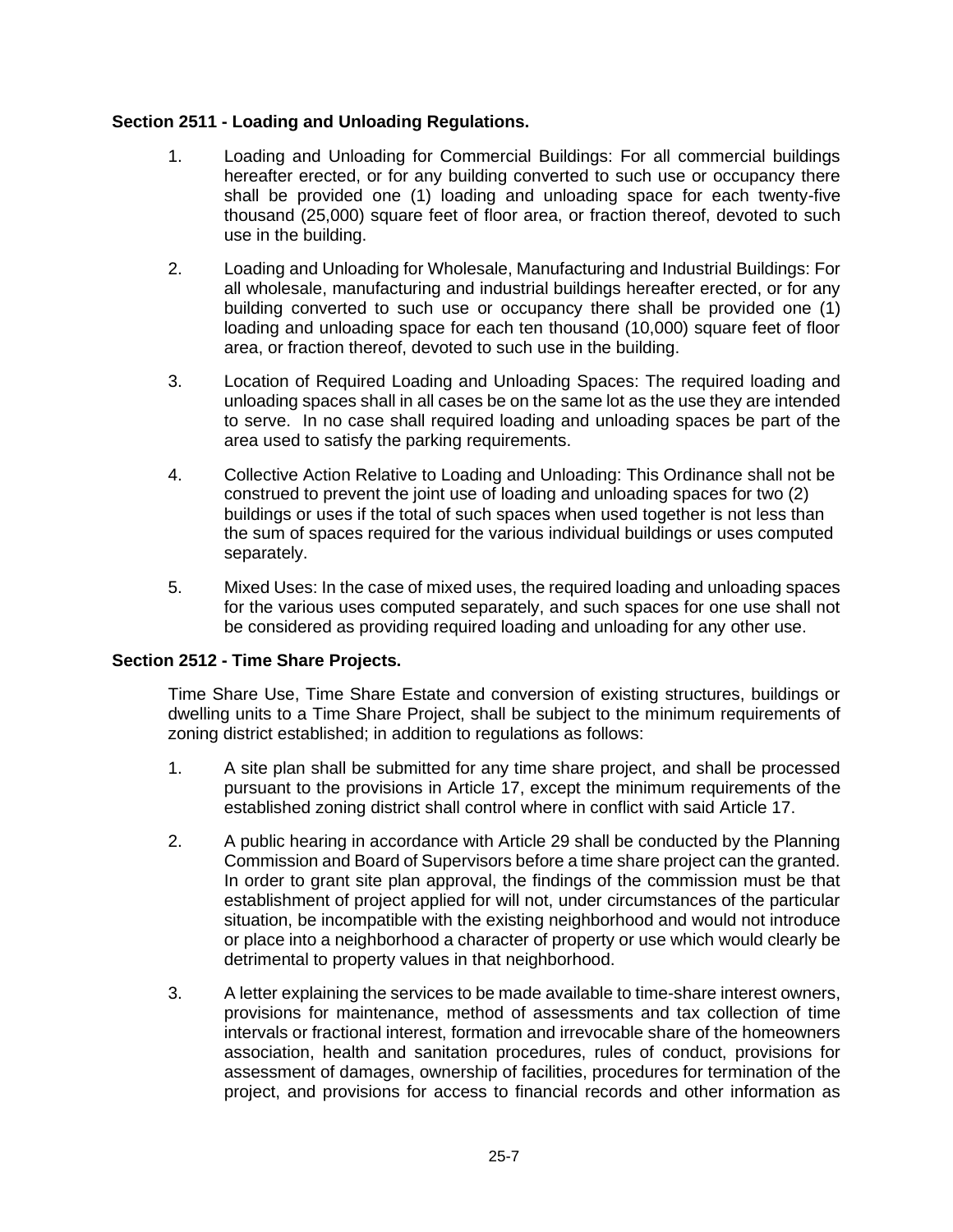**Section 2511 - Loading and Unloading Regulations.**

1. Loading and Unloading for Commercial Buildings: For all commercial buildings hereafter erected, or for any building converted to such use or occupancy there shall be provided one (1) loading and unloading space for each twenty-five thousand (25,000) square feet of floor area, or fraction thereof, devoted to such use in the building.

2. Loading and Unloading for Wholesale, Manufacturing and Industrial Buildings: For all wholesale, manufacturing and industrial buildings hereafter erected, or for any building converted to such use or occupancy there shall be provided one (1) loading and unloading space for each ten thousand (10,000) square feet of floor area, or fraction thereof, devoted to such use in the building.

3. Location of Required Loading and Unloading Spaces: The required loading and unloading spaces shall in all cases be on the same lot as the use they are intended to serve. In no case shall required loading and unloading spaces be part of the area used to satisfy the parking requirements.

4. Collective Action Relative to Loading and Unloading: This Ordinance shall not be construed to prevent the joint use of loading and unloading spaces for two (2) buildings or uses if the total of such spaces when used together is not less than the sum of spaces required for the various individual buildings or uses computed separately.

5. Mixed Uses: In the case of mixed uses, the required loading and unloading spaces for the various uses computed separately, and such spaces for one use shall not be considered as providing required loading and unloading for any other use.

**Section 2512 - Time Share Projects.**

Time Share Use, Time Share Estate and conversion of existing structures, buildings or dwelling units to a Time Share Project, shall be subject to the minimum requirements of zoning district established; in addition to regulations as follows:

1. A site plan shall be submitted for any time share project, and shall be processed pursuant to the provisions in Article 17, except the minimum requirements of the established zoning district shall control where in conflict with said Article 17.

2. A public hearing in accordance with Article 29 shall be conducted by the Planning Commission and Board of Supervisors before a time share project can the granted. In order to grant site plan approval, the findings of the commission must be that establishment of project applied for will not, under circumstances of the particular situation, be incompatible with the existing neighborhood and would not introduce or place into a neighborhood a character of property or use which would clearly be detrimental to property values in that neighborhood.

3. A letter explaining the services to be made available to time-share interest owners, provisions for maintenance, method of assessments and tax collection of time intervals or fractional interest, formation and irrevocable share of the homeowners association, health and sanitation procedures, rules of conduct, provisions for assessment of damages, ownership of facilities, procedures for termination of the project, and provisions for access to financial records and other information as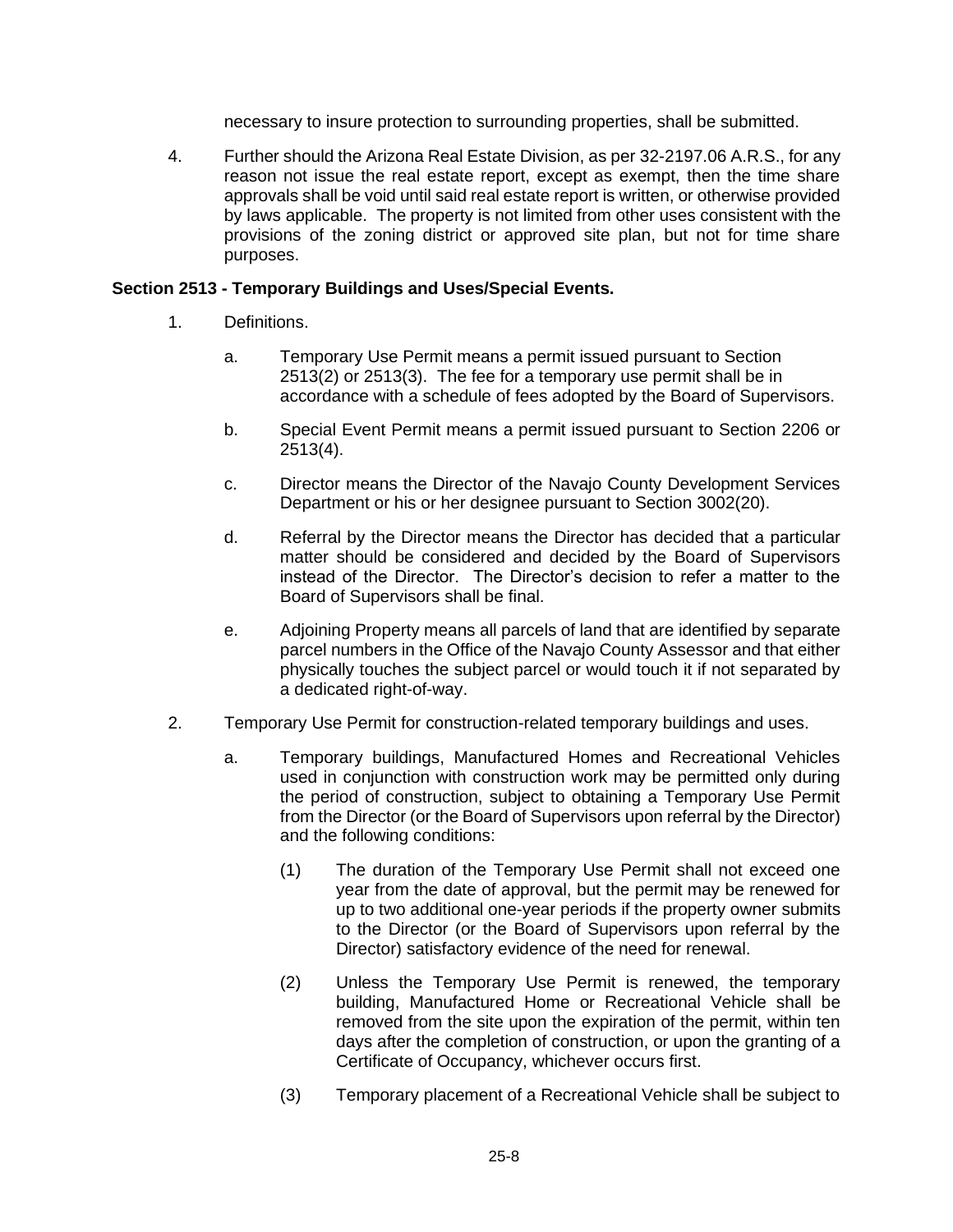necessary to insure protection to surrounding properties, shall be submitted.

4. Further should the Arizona Real Estate Division, as per 32-2197.06 A.R.S., for any reason not issue the real estate report, except as exempt, then the time share approvals shall be void until said real estate report is written, or otherwise provided by laws applicable. The property is not limited from other uses consistent with the provisions of the zoning district or approved site plan, but not for time share purposes.

**Section 2513 - Temporary Buildings and Uses/Special Events.**

1. Definitions.

   a. Temporary Use Permit means a permit issued pursuant to Section 2513(2) or 2513(3). The fee for a temporary use permit shall be in accordance with a schedule of fees adopted by the Board of Supervisors.

   b. Special Event Permit means a permit issued pursuant to Section 2206 or 2513(4).

   c. Director means the Director of the Navajo County Development Services Department or his or her designee pursuant to Section 3002(20).

   d. Referral by the Director means the Director has decided that a particular matter should be considered and decided by the Board of Supervisors instead of the Director. The Director's decision to refer a matter to the Board of Supervisors shall be final.

   e. Adjoining Property means all parcels of land that are identified by separate parcel numbers in the Office of the Navajo County Assessor and that either physically touches the subject parcel or would touch it if not separated by a dedicated right-of-way.

2. Temporary Use Permit for construction-related temporary buildings and uses.

   a. Temporary buildings, Manufactured Homes and Recreational Vehicles used in conjunction with construction work may be permitted only during the period of construction, subject to obtaining a Temporary Use Permit from the Director (or the Board of Supervisors upon referral by the Director) and the following conditions:

      (1) The duration of the Temporary Use Permit shall not exceed one year from the date of approval, but the permit may be renewed for up to two additional one-year periods if the property owner submits to the Director (or the Board of Supervisors upon referral by the Director) satisfactory evidence of the need for renewal.

      (2) Unless the Temporary Use Permit is renewed, the temporary building, Manufactured Home or Recreational Vehicle shall be removed from the site upon the expiration of the permit, within ten days after the completion of construction, or upon the granting of a Certificate of Occupancy, whichever occurs first.

      (3) Temporary placement of a Recreational Vehicle shall be subject to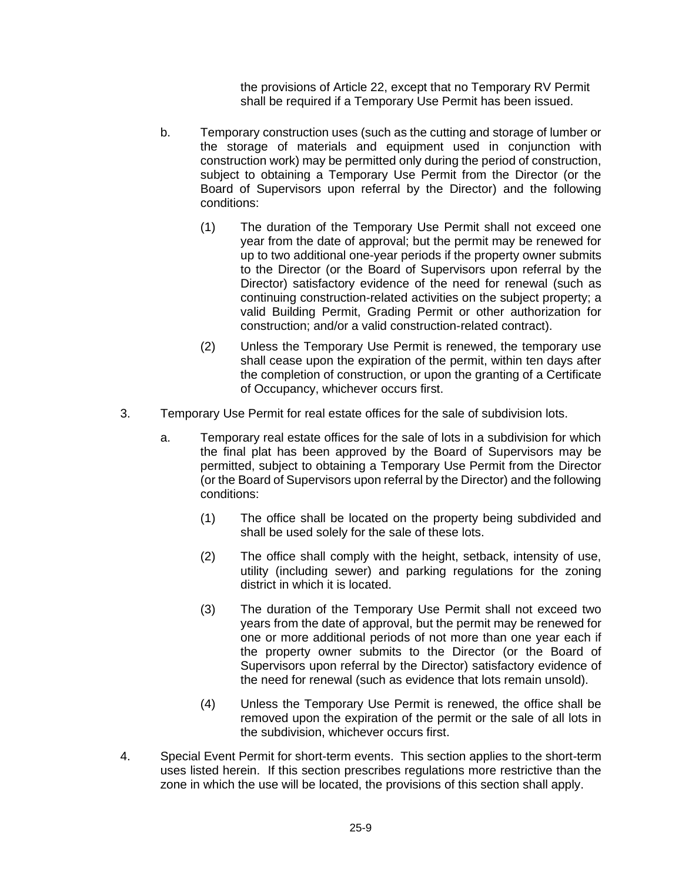the provisions of Article 22, except that no Temporary RV Permit shall be required if a Temporary Use Permit has been issued.

b. Temporary construction uses (such as the cutting and storage of lumber or the storage of materials and equipment used in conjunction with construction work) may be permitted only during the period of construction, subject to obtaining a Temporary Use Permit from the Director (or the Board of Supervisors upon referral by the Director) and the following conditions:

   (1) The duration of the Temporary Use Permit shall not exceed one year from the date of approval; but the permit may be renewed for up to two additional one-year periods if the property owner submits to the Director (or the Board of Supervisors upon referral by the Director) satisfactory evidence of the need for renewal (such as continuing construction-related activities on the subject property; a valid Building Permit, Grading Permit or other authorization for construction; and/or a valid construction-related contract).

   (2) Unless the Temporary Use Permit is renewed, the temporary use shall cease upon the expiration of the permit, within ten days after the completion of construction, or upon the granting of a Certificate of Occupancy, whichever occurs first.

3. Temporary Use Permit for real estate offices for the sale of subdivision lots.

   a. Temporary real estate offices for the sale of lots in a subdivision for which the final plat has been approved by the Board of Supervisors may be permitted, subject to obtaining a Temporary Use Permit from the Director (or the Board of Supervisors upon referral by the Director) and the following conditions:

      (1) The office shall be located on the property being subdivided and shall be used solely for the sale of these lots.

      (2) The office shall comply with the height, setback, intensity of use, utility (including sewer) and parking regulations for the zoning district in which it is located.

      (3) The duration of the Temporary Use Permit shall not exceed two years from the date of approval, but the permit may be renewed for one or more additional periods of not more than one year each if the property owner submits to the Director (or the Board of Supervisors upon referral by the Director) satisfactory evidence of the need for renewal (such as evidence that lots remain unsold).

      (4) Unless the Temporary Use Permit is renewed, the office shall be removed upon the expiration of the permit or the sale of all lots in the subdivision, whichever occurs first.

4. Special Event Permit for short-term events. This section applies to the short-term uses listed herein. If this section prescribes regulations more restrictive than the zone in which the use will be located, the provisions of this section shall apply.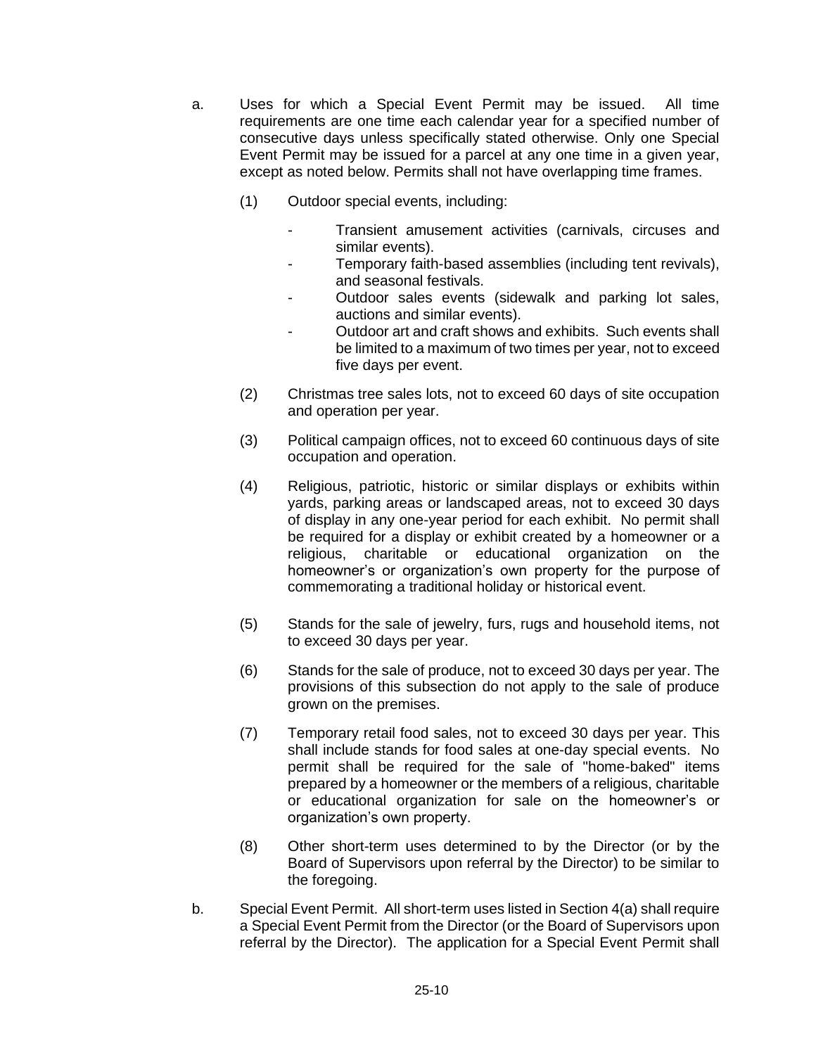a. Uses for which a Special Event Permit may be issued. All time requirements are one time each calendar year for a specified number of consecutive days unless specifically stated otherwise. Only one Special Event Permit may be issued for a parcel at any one time in a given year, except as noted below. Permits shall not have overlapping time frames.

   (1) Outdoor special events, including:

   - Transient amusement activities (carnivals, circuses and similar events).
   - Temporary faith-based assemblies (including tent revivals), and seasonal festivals.
   - Outdoor sales events (sidewalk and parking lot sales, auctions and similar events).
   - Outdoor art and craft shows and exhibits. Such events shall be limited to a maximum of two times per year, not to exceed five days per event.

   (2) Christmas tree sales lots, not to exceed 60 days of site occupation and operation per year.

   (3) Political campaign offices, not to exceed 60 continuous days of site occupation and operation.

   (4) Religious, patriotic, historic or similar displays or exhibits within yards, parking areas or landscaped areas, not to exceed 30 days of display in any one-year period for each exhibit. No permit shall be required for a display or exhibit created by a homeowner or a religious, charitable or educational organization on the homeowner's or organization's own property for the purpose of commemorating a traditional holiday or historical event.

   (5) Stands for the sale of jewelry, furs, rugs and household items, not to exceed 30 days per year.

   (6) Stands for the sale of produce, not to exceed 30 days per year. The provisions of this subsection do not apply to the sale of produce grown on the premises.

   (7) Temporary retail food sales, not to exceed 30 days per year. This shall include stands for food sales at one-day special events. No permit shall be required for the sale of "home-baked" items prepared by a homeowner or the members of a religious, charitable or educational organization for sale on the homeowner's or organization's own property.

   (8) Other short-term uses determined to by the Director (or by the Board of Supervisors upon referral by the Director) to be similar to the foregoing.

b. Special Event Permit. All short-term uses listed in Section 4(a) shall require a Special Event Permit from the Director (or the Board of Supervisors upon referral by the Director). The application for a Special Event Permit shall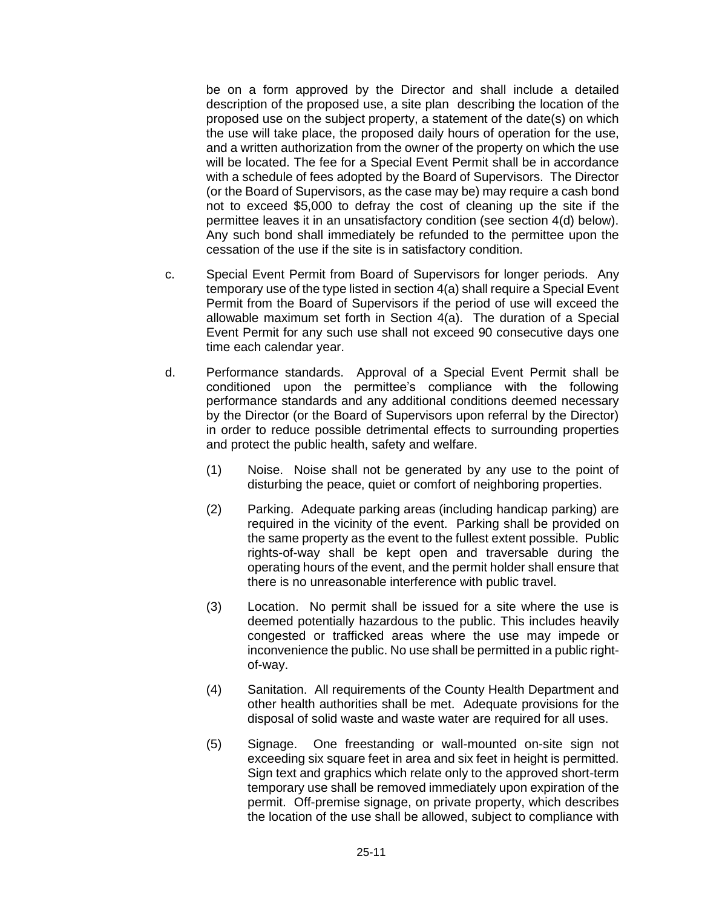be on a form approved by the Director and shall include a detailed description of the proposed use, a site plan describing the location of the proposed use on the subject property, a statement of the date(s) on which the use will take place, the proposed daily hours of operation for the use, and a written authorization from the owner of the property on which the use will be located. The fee for a Special Event Permit shall be in accordance with a schedule of fees adopted by the Board of Supervisors. The Director (or the Board of Supervisors, as the case may be) may require a cash bond not to exceed $5,000 to defray the cost of cleaning up the site if the permittee leaves it in an unsatisfactory condition (see section 4(d) below). Any such bond shall immediately be refunded to the permittee upon the cessation of the use if the site is in satisfactory condition.

c. Special Event Permit from Board of Supervisors for longer periods. Any temporary use of the type listed in section 4(a) shall require a Special Event Permit from the Board of Supervisors if the period of use will exceed the allowable maximum set forth in Section 4(a). The duration of a Special Event Permit for any such use shall not exceed 90 consecutive days one time each calendar year.

d. Performance standards. Approval of a Special Event Permit shall be conditioned upon the permittee's compliance with the following performance standards and any additional conditions deemed necessary by the Director (or the Board of Supervisors upon referral by the Director) in order to reduce possible detrimental effects to surrounding properties and protect the public health, safety and welfare.

(1) Noise. Noise shall not be generated by any use to the point of disturbing the peace, quiet or comfort of neighboring properties.

(2) Parking. Adequate parking areas (including handicap parking) are required in the vicinity of the event. Parking shall be provided on the same property as the event to the fullest extent possible. Public rights-of-way shall be kept open and traversable during the operating hours of the event, and the permit holder shall ensure that there is no unreasonable interference with public travel.

(3) Location. No permit shall be issued for a site where the use is deemed potentially hazardous to the public. This includes heavily congested or trafficked areas where the use may impede or inconvenience the public. No use shall be permitted in a public right-of-way.

(4) Sanitation. All requirements of the County Health Department and other health authorities shall be met. Adequate provisions for the disposal of solid waste and waste water are required for all uses.

(5) Signage. One freestanding or wall-mounted on-site sign not exceeding six square feet in area and six feet in height is permitted. Sign text and graphics which relate only to the approved short-term temporary use shall be removed immediately upon expiration of the permit. Off-premise signage, on private property, which describes the location of the use shall be allowed, subject to compliance with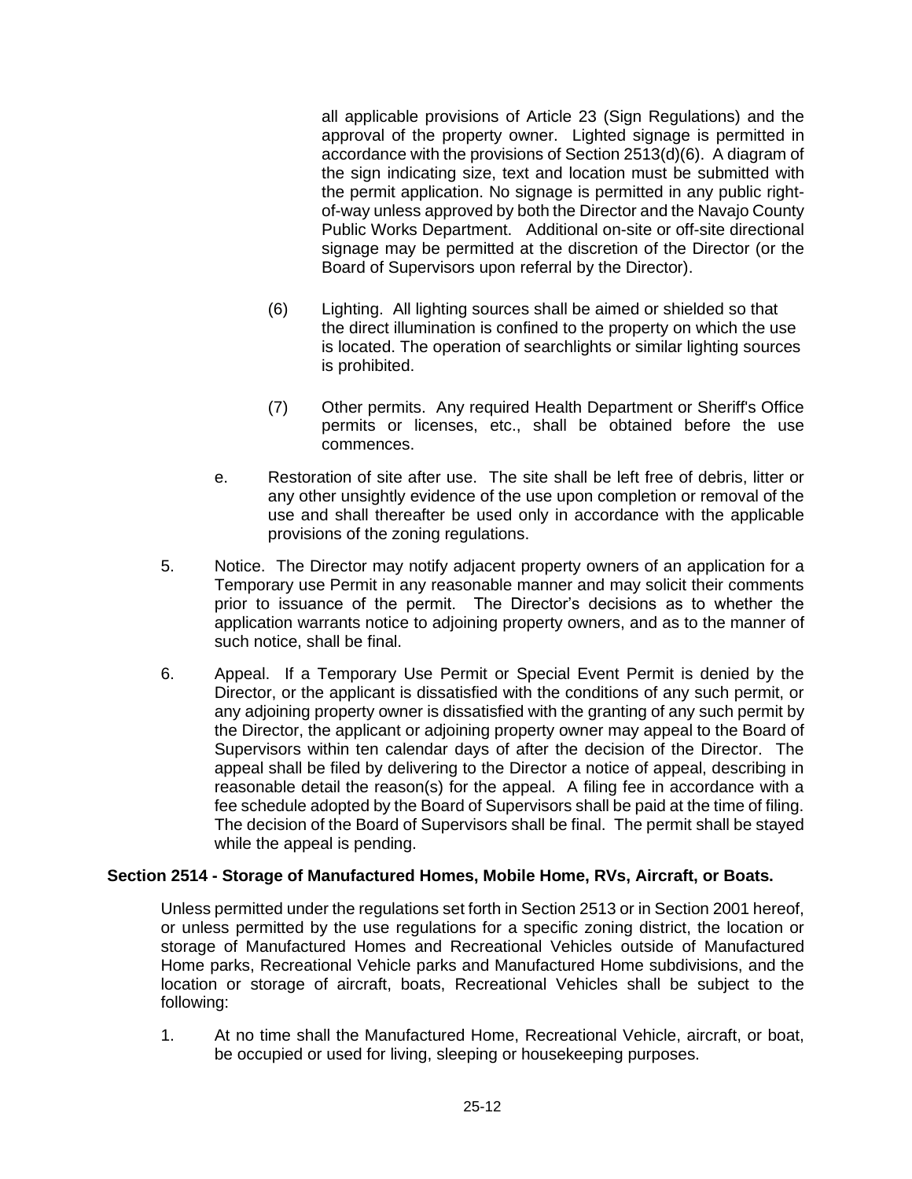all applicable provisions of Article 23 (Sign Regulations) and the approval of the property owner. Lighted signage is permitted in accordance with the provisions of Section 2513(d)(6). A diagram of the sign indicating size, text and location must be submitted with the permit application. No signage is permitted in any public right-of-way unless approved by both the Director and the Navajo County Public Works Department. Additional on-site or off-site directional signage may be permitted at the discretion of the Director (or the Board of Supervisors upon referral by the Director).

(6) Lighting. All lighting sources shall be aimed or shielded so that the direct illumination is confined to the property on which the use is located. The operation of searchlights or similar lighting sources is prohibited.

(7) Other permits. Any required Health Department or Sheriff's Office permits or licenses, etc., shall be obtained before the use commences.

e. Restoration of site after use. The site shall be left free of debris, litter or any other unsightly evidence of the use upon completion or removal of the use and shall thereafter be used only in accordance with the applicable provisions of the zoning regulations.

5. Notice. The Director may notify adjacent property owners of an application for a Temporary use Permit in any reasonable manner and may solicit their comments prior to issuance of the permit. The Director's decisions as to whether the application warrants notice to adjoining property owners, and as to the manner of such notice, shall be final.

6. Appeal. If a Temporary Use Permit or Special Event Permit is denied by the Director, or the applicant is dissatisfied with the conditions of any such permit, or any adjoining property owner is dissatisfied with the granting of any such permit by the Director, the applicant or adjoining property owner may appeal to the Board of Supervisors within ten calendar days of after the decision of the Director. The appeal shall be filed by delivering to the Director a notice of appeal, describing in reasonable detail the reason(s) for the appeal. A filing fee in accordance with a fee schedule adopted by the Board of Supervisors shall be paid at the time of filing. The decision of the Board of Supervisors shall be final. The permit shall be stayed while the appeal is pending.

## Section 2514 - Storage of Manufactured Homes, Mobile Home, RVs, Aircraft, or Boats.

Unless permitted under the regulations set forth in Section 2513 or in Section 2001 hereof, or unless permitted by the use regulations for a specific zoning district, the location or storage of Manufactured Homes and Recreational Vehicles outside of Manufactured Home parks, Recreational Vehicle parks and Manufactured Home subdivisions, and the location or storage of aircraft, boats, Recreational Vehicles shall be subject to the following:

1. At no time shall the Manufactured Home, Recreational Vehicle, aircraft, or boat, be occupied or used for living, sleeping or housekeeping purposes.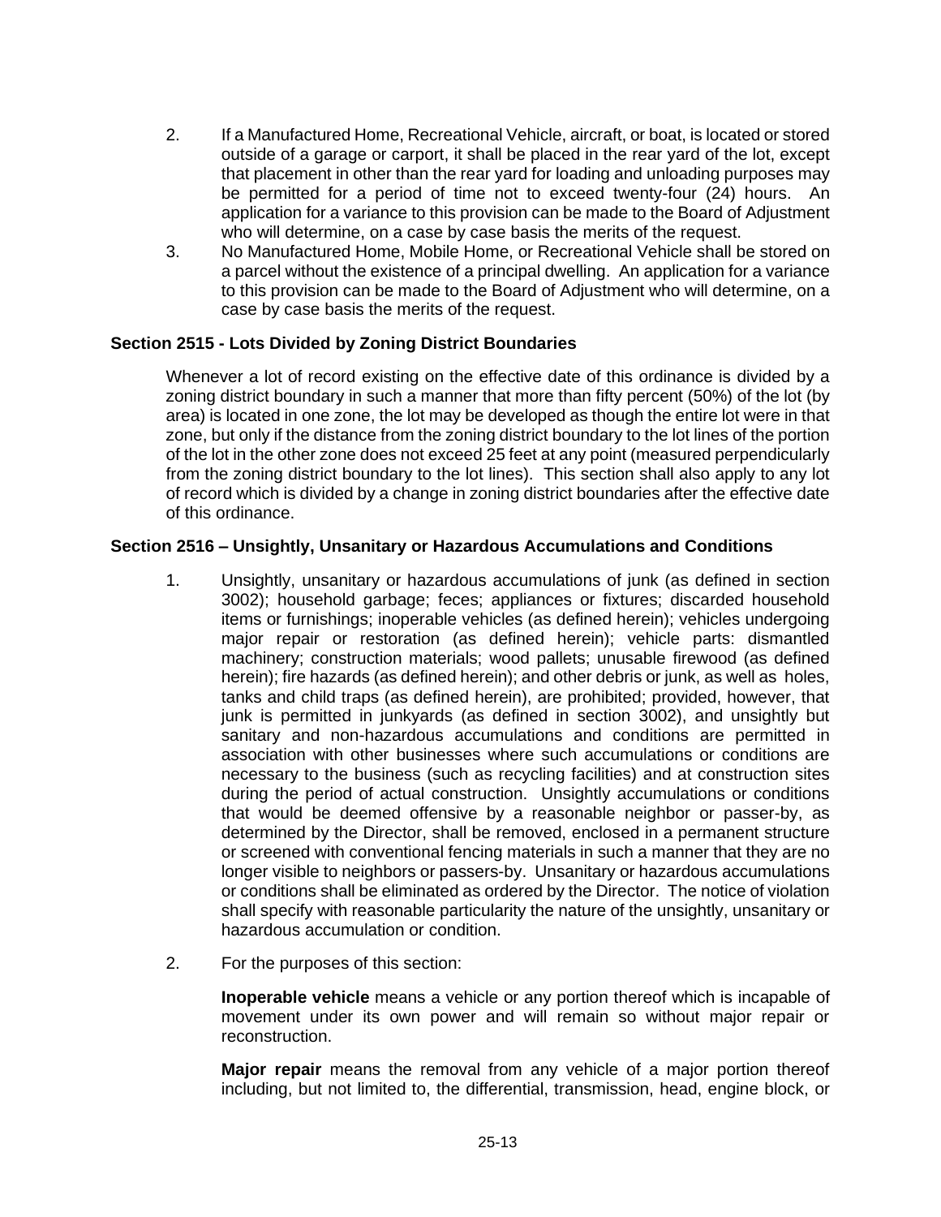2. If a Manufactured Home, Recreational Vehicle, aircraft, or boat, is located or stored outside of a garage or carport, it shall be placed in the rear yard of the lot, except that placement in other than the rear yard for loading and unloading purposes may be permitted for a period of time not to exceed twenty-four (24) hours. An application for a variance to this provision can be made to the Board of Adjustment who will determine, on a case by case basis the merits of the request.
3. No Manufactured Home, Mobile Home, or Recreational Vehicle shall be stored on a parcel without the existence of a principal dwelling. An application for a variance to this provision can be made to the Board of Adjustment who will determine, on a case by case basis the merits of the request.

### Section 2515 - Lots Divided by Zoning District Boundaries

Whenever a lot of record existing on the effective date of this ordinance is divided by a zoning district boundary in such a manner that more than fifty percent (50%) of the lot (by area) is located in one zone, the lot may be developed as though the entire lot were in that zone, but only if the distance from the zoning district boundary to the lot lines of the portion of the lot in the other zone does not exceed 25 feet at any point (measured perpendicularly from the zoning district boundary to the lot lines). This section shall also apply to any lot of record which is divided by a change in zoning district boundaries after the effective date of this ordinance.

### Section 2516 – Unsightly, Unsanitary or Hazardous Accumulations and Conditions

1. Unsightly, unsanitary or hazardous accumulations of junk (as defined in section 3002); household garbage; feces; appliances or fixtures; discarded household items or furnishings; inoperable vehicles (as defined herein); vehicles undergoing major repair or restoration (as defined herein); vehicle parts: dismantled machinery; construction materials; wood pallets; unusable firewood (as defined herein); fire hazards (as defined herein); and other debris or junk, as well as holes, tanks and child traps (as defined herein), are prohibited; provided, however, that junk is permitted in junkyards (as defined in section 3002), and unsightly but sanitary and non-hazardous accumulations and conditions are permitted in association with other businesses where such accumulations or conditions are necessary to the business (such as recycling facilities) and at construction sites during the period of actual construction. Unsightly accumulations or conditions that would be deemed offensive by a reasonable neighbor or passer-by, as determined by the Director, shall be removed, enclosed in a permanent structure or screened with conventional fencing materials in such a manner that they are no longer visible to neighbors or passers-by. Unsanitary or hazardous accumulations or conditions shall be eliminated as ordered by the Director. The notice of violation shall specify with reasonable particularity the nature of the unsightly, unsanitary or hazardous accumulation or condition.

2. For the purposes of this section:

   **Inoperable vehicle** means a vehicle or any portion thereof which is incapable of movement under its own power and will remain so without major repair or reconstruction.

   **Major repair** means the removal from any vehicle of a major portion thereof including, but not limited to, the differential, transmission, head, engine block, or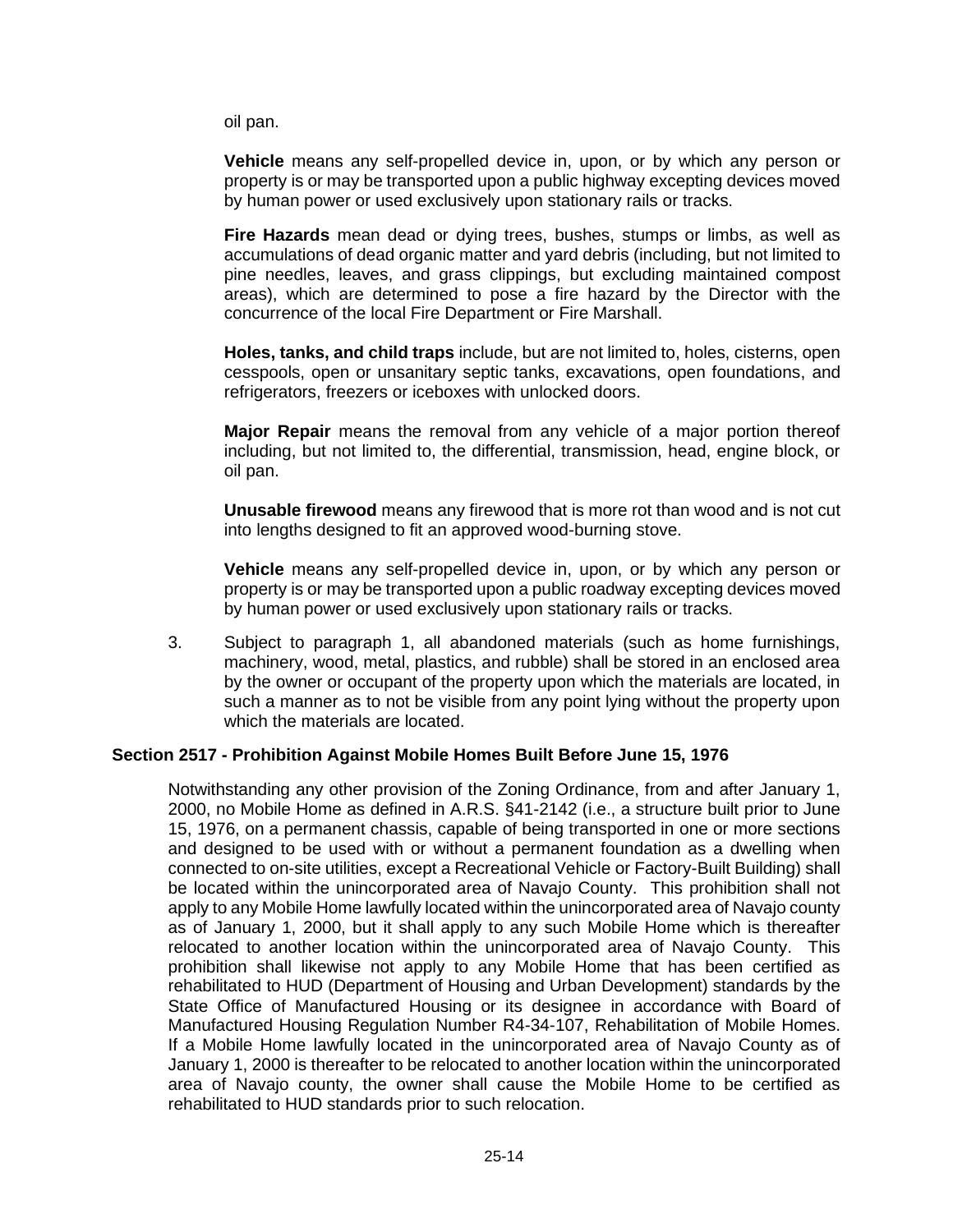oil pan.

**Vehicle** means any self-propelled device in, upon, or by which any person or property is or may be transported upon a public highway excepting devices moved by human power or used exclusively upon stationary rails or tracks.

**Fire Hazards** mean dead or dying trees, bushes, stumps or limbs, as well as accumulations of dead organic matter and yard debris (including, but not limited to pine needles, leaves, and grass clippings, but excluding maintained compost areas), which are determined to pose a fire hazard by the Director with the concurrence of the local Fire Department or Fire Marshall.

**Holes, tanks, and child traps** include, but are not limited to, holes, cisterns, open cesspools, open or unsanitary septic tanks, excavations, open foundations, and refrigerators, freezers or iceboxes with unlocked doors.

**Major Repair** means the removal from any vehicle of a major portion thereof including, but not limited to, the differential, transmission, head, engine block, or oil pan.

**Unusable firewood** means any firewood that is more rot than wood and is not cut into lengths designed to fit an approved wood-burning stove.

**Vehicle** means any self-propelled device in, upon, or by which any person or property is or may be transported upon a public roadway excepting devices moved by human power or used exclusively upon stationary rails or tracks.

3. Subject to paragraph 1, all abandoned materials (such as home furnishings, machinery, wood, metal, plastics, and rubble) shall be stored in an enclosed area by the owner or occupant of the property upon which the materials are located, in such a manner as to not be visible from any point lying without the property upon which the materials are located.

### Section 2517 - Prohibition Against Mobile Homes Built Before June 15, 1976

Notwithstanding any other provision of the Zoning Ordinance, from and after January 1, 2000, no Mobile Home as defined in A.R.S. §41-2142 (i.e., a structure built prior to June 15, 1976, on a permanent chassis, capable of being transported in one or more sections and designed to be used with or without a permanent foundation as a dwelling when connected to on-site utilities, except a Recreational Vehicle or Factory-Built Building) shall be located within the unincorporated area of Navajo County. This prohibition shall not apply to any Mobile Home lawfully located within the unincorporated area of Navajo county as of January 1, 2000, but it shall apply to any such Mobile Home which is thereafter relocated to another location within the unincorporated area of Navajo County. This prohibition shall likewise not apply to any Mobile Home that has been certified as rehabilitated to HUD (Department of Housing and Urban Development) standards by the State Office of Manufactured Housing or its designee in accordance with Board of Manufactured Housing Regulation Number R4-34-107, Rehabilitation of Mobile Homes. If a Mobile Home lawfully located in the unincorporated area of Navajo County as of January 1, 2000 is thereafter to be relocated to another location within the unincorporated area of Navajo county, the owner shall cause the Mobile Home to be certified as rehabilitated to HUD standards prior to such relocation.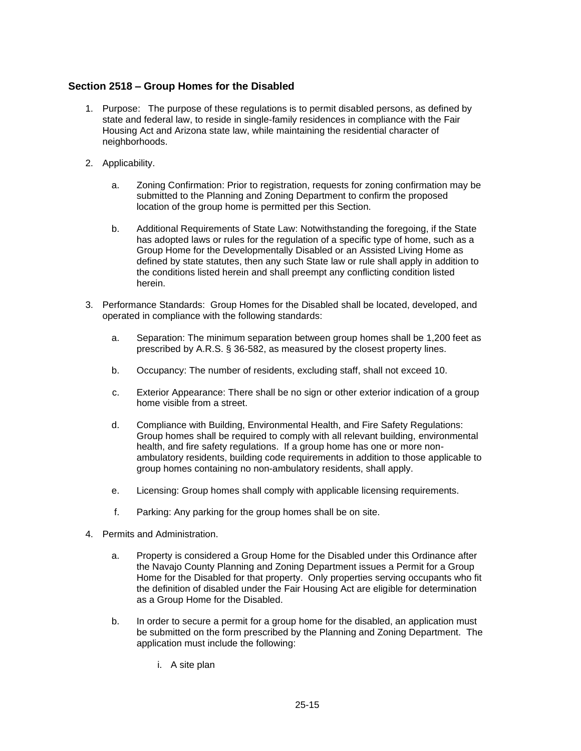## Section 2518 – Group Homes for the Disabled

1. Purpose: The purpose of these regulations is to permit disabled persons, as defined by state and federal law, to reside in single-family residences in compliance with the Fair Housing Act and Arizona state law, while maintaining the residential character of neighborhoods.

2. Applicability.

   a. Zoning Confirmation: Prior to registration, requests for zoning confirmation may be submitted to the Planning and Zoning Department to confirm the proposed location of the group home is permitted per this Section.

   b. Additional Requirements of State Law: Notwithstanding the foregoing, if the State has adopted laws or rules for the regulation of a specific type of home, such as a Group Home for the Developmentally Disabled or an Assisted Living Home as defined by state statutes, then any such State law or rule shall apply in addition to the conditions listed herein and shall preempt any conflicting condition listed herein.

3. Performance Standards: Group Homes for the Disabled shall be located, developed, and operated in compliance with the following standards:

   a. Separation: The minimum separation between group homes shall be 1,200 feet as prescribed by A.R.S. § 36-582, as measured by the closest property lines.

   b. Occupancy: The number of residents, excluding staff, shall not exceed 10.

   c. Exterior Appearance: There shall be no sign or other exterior indication of a group home visible from a street.

   d. Compliance with Building, Environmental Health, and Fire Safety Regulations: Group homes shall be required to comply with all relevant building, environmental health, and fire safety regulations. If a group home has one or more non-ambulatory residents, building code requirements in addition to those applicable to group homes containing no non-ambulatory residents, shall apply.

   e. Licensing: Group homes shall comply with applicable licensing requirements.

   f. Parking: Any parking for the group homes shall be on site.

4. Permits and Administration.

   a. Property is considered a Group Home for the Disabled under this Ordinance after the Navajo County Planning and Zoning Department issues a Permit for a Group Home for the Disabled for that property. Only properties serving occupants who fit the definition of disabled under the Fair Housing Act are eligible for determination as a Group Home for the Disabled.

   b. In order to secure a permit for a group home for the disabled, an application must be submitted on the form prescribed by the Planning and Zoning Department. The application must include the following:

      i. A site plan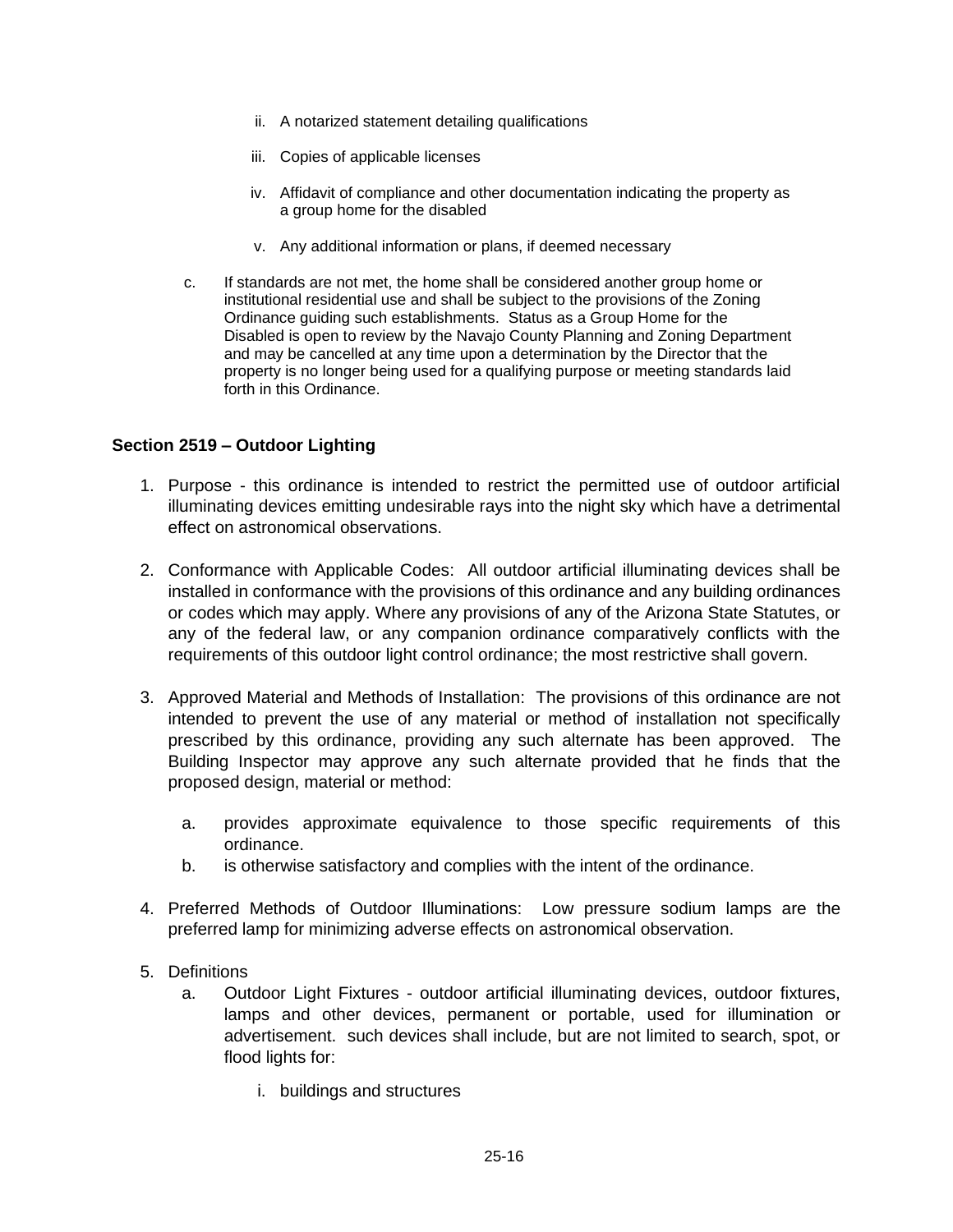ii. A notarized statement detailing qualifications

iii. Copies of applicable licenses

iv. Affidavit of compliance and other documentation indicating the property as a group home for the disabled

v. Any additional information or plans, if deemed necessary

c. If standards are not met, the home shall be considered another group home or institutional residential use and shall be subject to the provisions of the Zoning Ordinance guiding such establishments. Status as a Group Home for the Disabled is open to review by the Navajo County Planning and Zoning Department and may be cancelled at any time upon a determination by the Director that the property is no longer being used for a qualifying purpose or meeting standards laid forth in this Ordinance.

## Section 2519 – Outdoor Lighting

1. Purpose - this ordinance is intended to restrict the permitted use of outdoor artificial illuminating devices emitting undesirable rays into the night sky which have a detrimental effect on astronomical observations.

2. Conformance with Applicable Codes: All outdoor artificial illuminating devices shall be installed in conformance with the provisions of this ordinance and any building ordinances or codes which may apply. Where any provisions of any of the Arizona State Statutes, or any of the federal law, or any companion ordinance comparatively conflicts with the requirements of this outdoor light control ordinance; the most restrictive shall govern.

3. Approved Material and Methods of Installation: The provisions of this ordinance are not intended to prevent the use of any material or method of installation not specifically prescribed by this ordinance, providing any such alternate has been approved. The Building Inspector may approve any such alternate provided that he finds that the proposed design, material or method:

   a. provides approximate equivalence to those specific requirements of this ordinance.
   b. is otherwise satisfactory and complies with the intent of the ordinance.

4. Preferred Methods of Outdoor Illuminations: Low pressure sodium lamps are the preferred lamp for minimizing adverse effects on astronomical observation.

5. Definitions
   a. Outdoor Light Fixtures - outdoor artificial illuminating devices, outdoor fixtures, lamps and other devices, permanent or portable, used for illumination or advertisement. such devices shall include, but are not limited to search, spot, or flood lights for:

      i. buildings and structures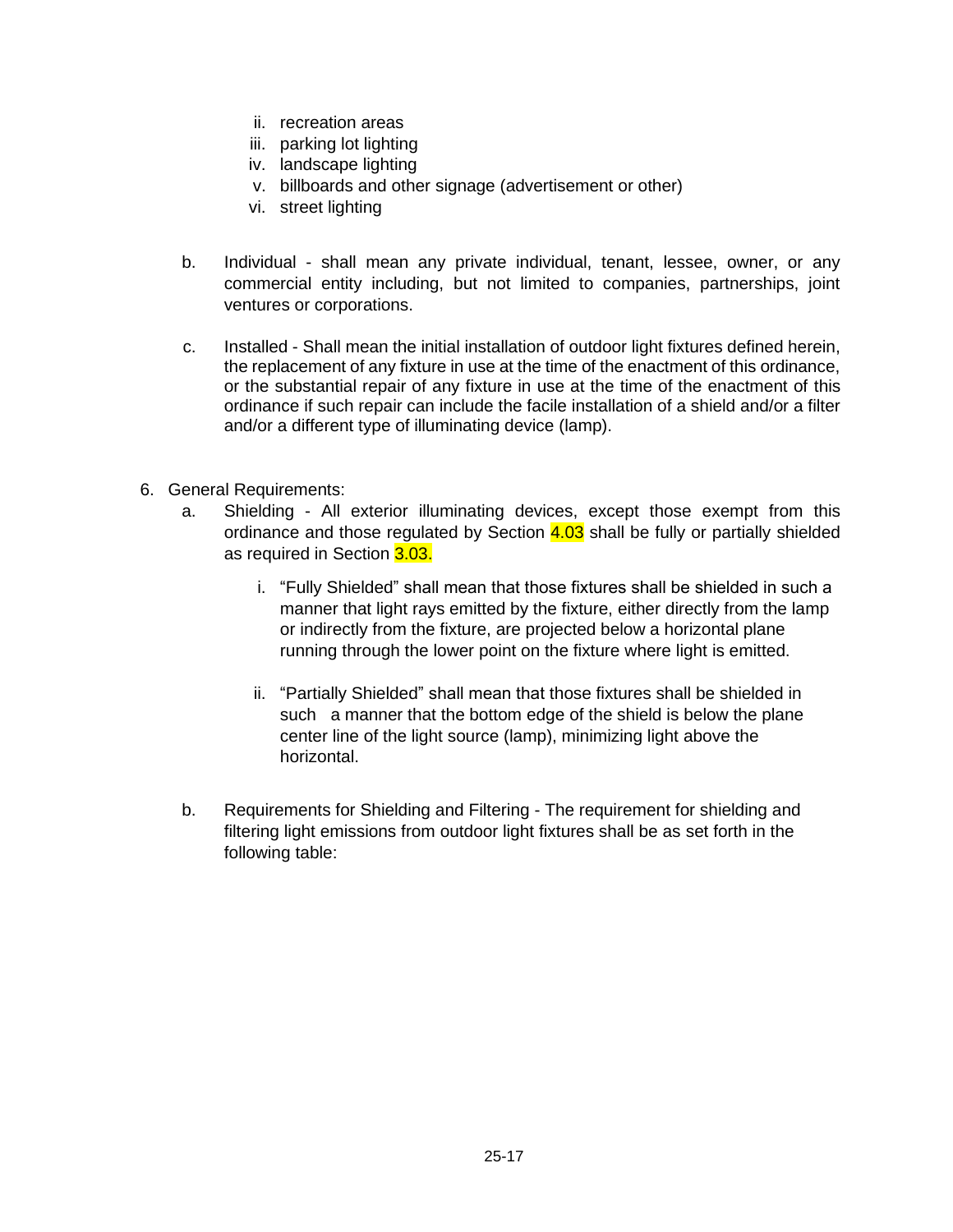ii. recreation areas
iii. parking lot lighting
iv. landscape lighting
v. billboards and other signage (advertisement or other)
vi. street lighting

b. Individual - shall mean any private individual, tenant, lessee, owner, or any commercial entity including, but not limited to companies, partnerships, joint ventures or corporations.

c. Installed - Shall mean the initial installation of outdoor light fixtures defined herein, the replacement of any fixture in use at the time of the enactment of this ordinance, or the substantial repair of any fixture in use at the time of the enactment of this ordinance if such repair can include the facile installation of a shield and/or a filter and/or a different type of illuminating device (lamp).

6. General Requirements:

a. Shielding - All exterior illuminating devices, except those exempt from this ordinance and those regulated by Section 4.03 shall be fully or partially shielded as required in Section 3.03.

   i. "Fully Shielded" shall mean that those fixtures shall be shielded in such a manner that light rays emitted by the fixture, either directly from the lamp or indirectly from the fixture, are projected below a horizontal plane running through the lower point on the fixture where light is emitted.

   ii. "Partially Shielded" shall mean that those fixtures shall be shielded in such a manner that the bottom edge of the shield is below the plane center line of the light source (lamp), minimizing light above the horizontal.

b. Requirements for Shielding and Filtering - The requirement for shielding and filtering light emissions from outdoor light fixtures shall be as set forth in the following table: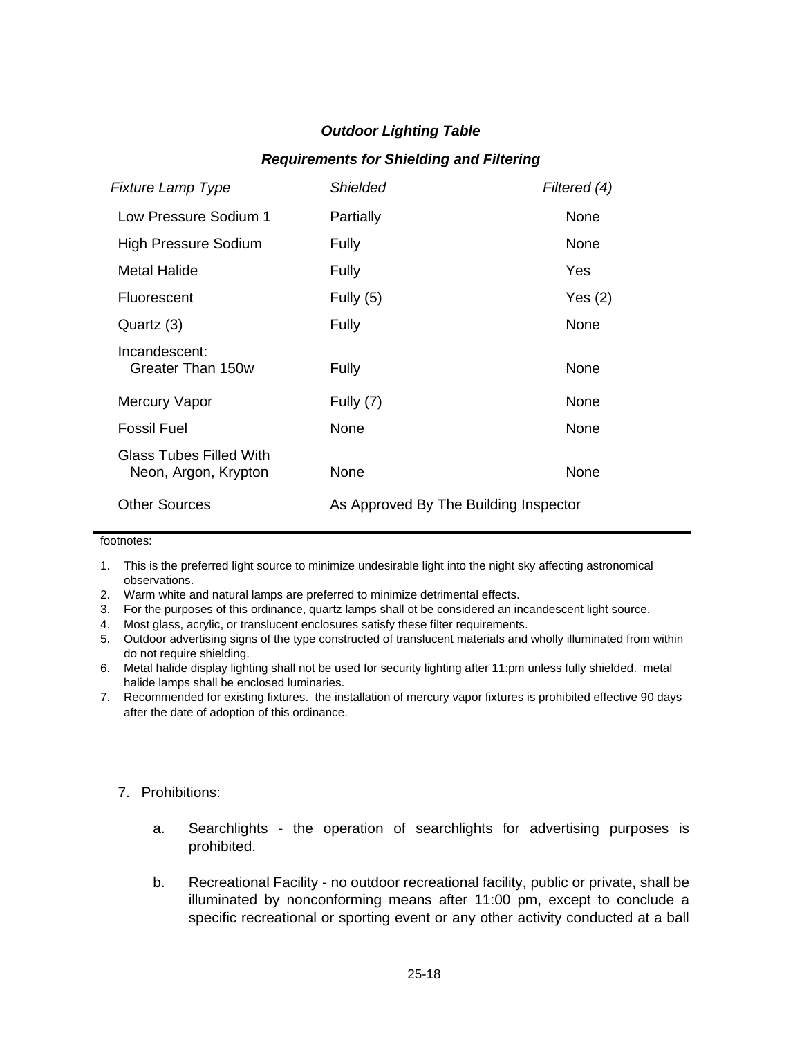### *Outdoor Lighting Table*

### *Requirements for Shielding and Filtering*

| *Fixture Lamp Type* | *Shielded* | *Filtered (4)* |
|---|---|---|
| Low Pressure Sodium 1 | Partially | None |
| High Pressure Sodium | Fully | None |
| Metal Halide | Fully | Yes |
| Fluorescent | Fully (5) | Yes (2) |
| Quartz (3) | Fully | None |
| Incandescent: Greater Than 150w | Fully | None |
| Mercury Vapor | Fully (7) | None |
| Fossil Fuel | None | None |
| Glass Tubes Filled With Neon, Argon, Krypton | None | None |
| Other Sources | As Approved By The Building Inspector | |

footnotes:

1. This is the preferred light source to minimize undesirable light into the night sky affecting astronomical observations.
2. Warm white and natural lamps are preferred to minimize detrimental effects.
3. For the purposes of this ordinance, quartz lamps shall ot be considered an incandescent light source.
4. Most glass, acrylic, or translucent enclosures satisfy these filter requirements.
5. Outdoor advertising signs of the type constructed of translucent materials and wholly illuminated from within do not require shielding.
6. Metal halide display lighting shall not be used for security lighting after 11:pm unless fully shielded. metal halide lamps shall be enclosed luminaries.
7. Recommended for existing fixtures. the installation of mercury vapor fixtures is prohibited effective 90 days after the date of adoption of this ordinance.

7. Prohibitions:

   a. Searchlights - the operation of searchlights for advertising purposes is prohibited.

   b. Recreational Facility - no outdoor recreational facility, public or private, shall be illuminated by nonconforming means after 11:00 pm, except to conclude a specific recreational or sporting event or any other activity conducted at a ball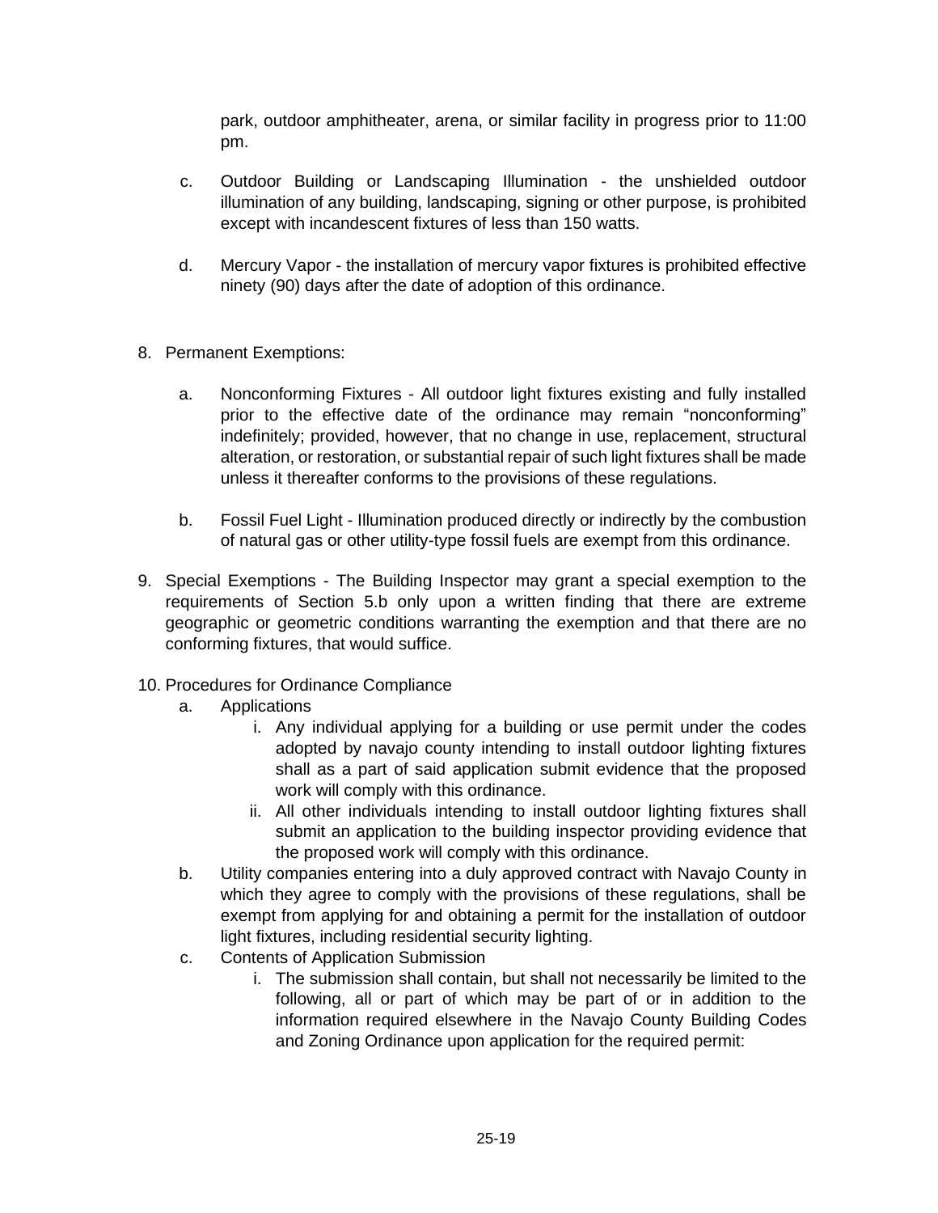park, outdoor amphitheater, arena, or similar facility in progress prior to 11:00 pm.

c. Outdoor Building or Landscaping Illumination - the unshielded outdoor illumination of any building, landscaping, signing or other purpose, is prohibited except with incandescent fixtures of less than 150 watts.

d. Mercury Vapor - the installation of mercury vapor fixtures is prohibited effective ninety (90) days after the date of adoption of this ordinance.

8. Permanent Exemptions:

   a. Nonconforming Fixtures - All outdoor light fixtures existing and fully installed prior to the effective date of the ordinance may remain "nonconforming" indefinitely; provided, however, that no change in use, replacement, structural alteration, or restoration, or substantial repair of such light fixtures shall be made unless it thereafter conforms to the provisions of these regulations.

   b. Fossil Fuel Light - Illumination produced directly or indirectly by the combustion of natural gas or other utility-type fossil fuels are exempt from this ordinance.

9. Special Exemptions - The Building Inspector may grant a special exemption to the requirements of Section 5.b only upon a written finding that there are extreme geographic or geometric conditions warranting the exemption and that there are no conforming fixtures, that would suffice.

10. Procedures for Ordinance Compliance

    a. Applications

       i. Any individual applying for a building or use permit under the codes adopted by navajo county intending to install outdoor lighting fixtures shall as a part of said application submit evidence that the proposed work will comply with this ordinance.

       ii. All other individuals intending to install outdoor lighting fixtures shall submit an application to the building inspector providing evidence that the proposed work will comply with this ordinance.

    b. Utility companies entering into a duly approved contract with Navajo County in which they agree to comply with the provisions of these regulations, shall be exempt from applying for and obtaining a permit for the installation of outdoor light fixtures, including residential security lighting.

    c. Contents of Application Submission

       i. The submission shall contain, but shall not necessarily be limited to the following, all or part of which may be part of or in addition to the information required elsewhere in the Navajo County Building Codes and Zoning Ordinance upon application for the required permit: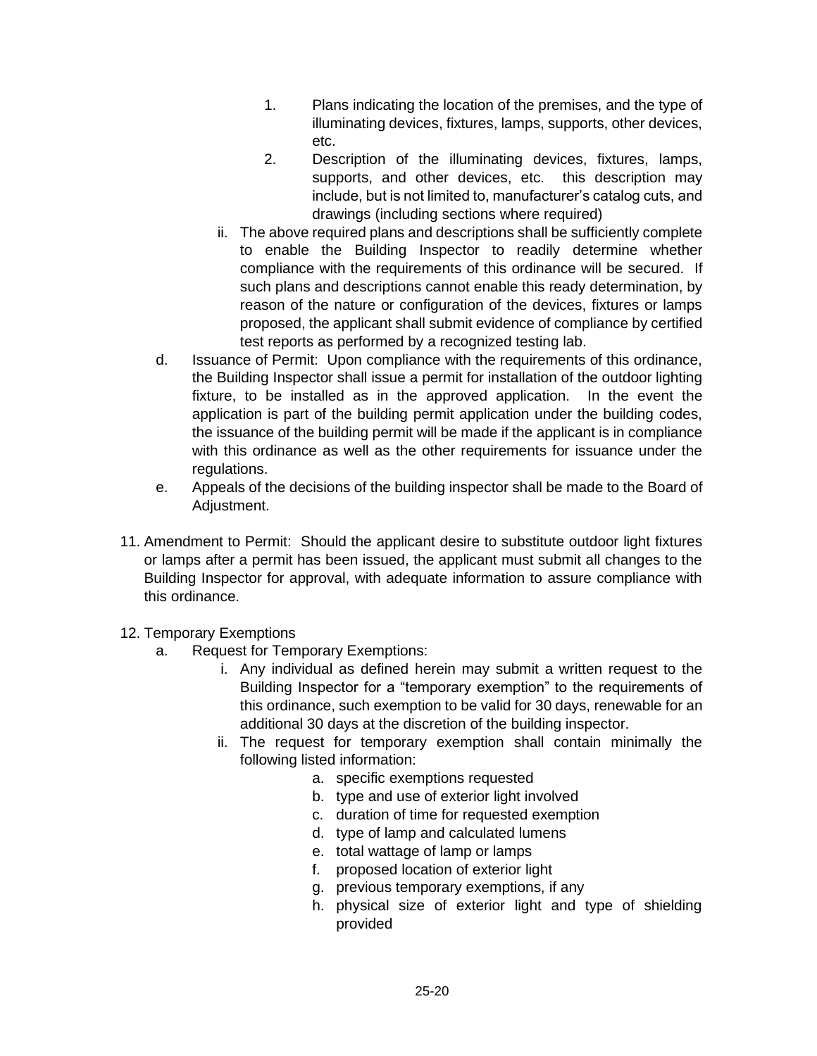1. Plans indicating the location of the premises, and the type of illuminating devices, fixtures, lamps, supports, other devices, etc.
2. Description of the illuminating devices, fixtures, lamps, supports, and other devices, etc. this description may include, but is not limited to, manufacturer's catalog cuts, and drawings (including sections where required)

ii. The above required plans and descriptions shall be sufficiently complete to enable the Building Inspector to readily determine whether compliance with the requirements of this ordinance will be secured. If such plans and descriptions cannot enable this ready determination, by reason of the nature or configuration of the devices, fixtures or lamps proposed, the applicant shall submit evidence of compliance by certified test reports as performed by a recognized testing lab.

d. Issuance of Permit: Upon compliance with the requirements of this ordinance, the Building Inspector shall issue a permit for installation of the outdoor lighting fixture, to be installed as in the approved application. In the event the application is part of the building permit application under the building codes, the issuance of the building permit will be made if the applicant is in compliance with this ordinance as well as the other requirements for issuance under the regulations.

e. Appeals of the decisions of the building inspector shall be made to the Board of Adjustment.

11. Amendment to Permit: Should the applicant desire to substitute outdoor light fixtures or lamps after a permit has been issued, the applicant must submit all changes to the Building Inspector for approval, with adequate information to assure compliance with this ordinance.

12. Temporary Exemptions

a. Request for Temporary Exemptions:

i. Any individual as defined herein may submit a written request to the Building Inspector for a "temporary exemption" to the requirements of this ordinance, such exemption to be valid for 30 days, renewable for an additional 30 days at the discretion of the building inspector.

ii. The request for temporary exemption shall contain minimally the following listed information:

a. specific exemptions requested
b. type and use of exterior light involved
c. duration of time for requested exemption
d. type of lamp and calculated lumens
e. total wattage of lamp or lamps
f. proposed location of exterior light
g. previous temporary exemptions, if any
h. physical size of exterior light and type of shielding provided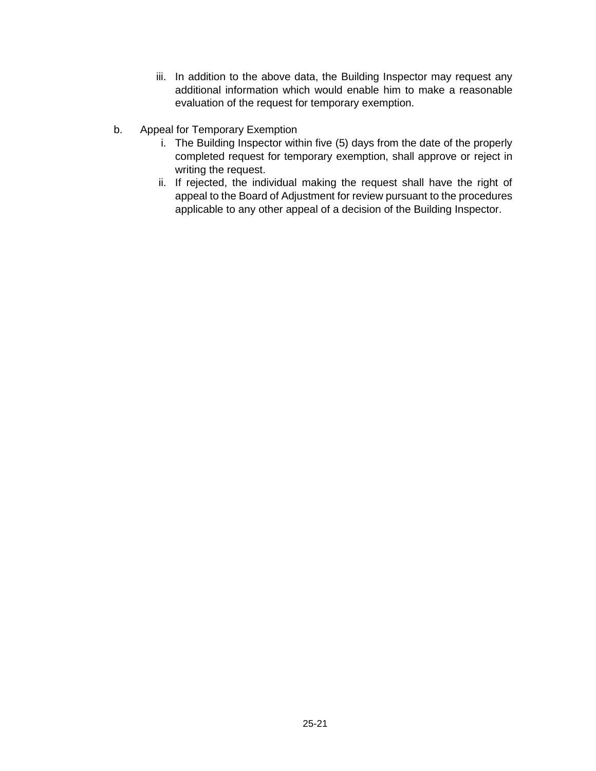iii. In addition to the above data, the Building Inspector may request any additional information which would enable him to make a reasonable evaluation of the request for temporary exemption.

b. Appeal for Temporary Exemption

i. The Building Inspector within five (5) days from the date of the properly completed request for temporary exemption, shall approve or reject in writing the request.

ii. If rejected, the individual making the request shall have the right of appeal to the Board of Adjustment for review pursuant to the procedures applicable to any other appeal of a decision of the Building Inspector.